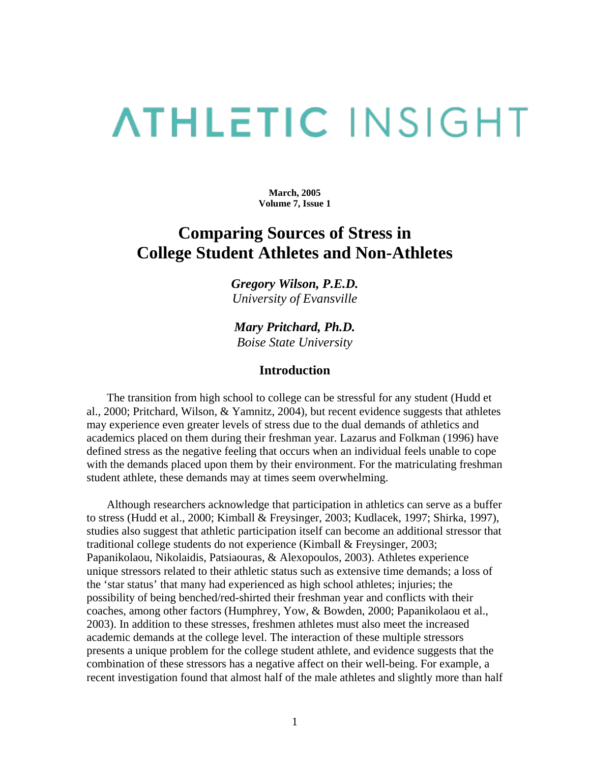# ATHLETIC INSIGHT

**March, 2005**
**Volume 7, Issue 1**

# Comparing Sources of Stress in College Student Athletes and Non-Athletes

***Gregory Wilson, P.E.D.***
*University of Evansville*

***Mary Pritchard, Ph.D.***
*Boise State University*

## Introduction

The transition from high school to college can be stressful for any student (Hudd et al., 2000; Pritchard, Wilson, & Yamnitz, 2004), but recent evidence suggests that athletes may experience even greater levels of stress due to the dual demands of athletics and academics placed on them during their freshman year. Lazarus and Folkman (1996) have defined stress as the negative feeling that occurs when an individual feels unable to cope with the demands placed upon them by their environment. For the matriculating freshman student athlete, these demands may at times seem overwhelming.

Although researchers acknowledge that participation in athletics can serve as a buffer to stress (Hudd et al., 2000; Kimball & Freysinger, 2003; Kudlacek, 1997; Shirka, 1997), studies also suggest that athletic participation itself can become an additional stressor that traditional college students do not experience (Kimball & Freysinger, 2003; Papanikolaou, Nikolaidis, Patsiaouras, & Alexopoulos, 2003). Athletes experience unique stressors related to their athletic status such as extensive time demands; a loss of the 'star status' that many had experienced as high school athletes; injuries; the possibility of being benched/red-shirted their freshman year and conflicts with their coaches, among other factors (Humphrey, Yow, & Bowden, 2000; Papanikolaou et al., 2003). In addition to these stresses, freshmen athletes must also meet the increased academic demands at the college level. The interaction of these multiple stressors presents a unique problem for the college student athlete, and evidence suggests that the combination of these stressors has a negative affect on their well-being. For example, a recent investigation found that almost half of the male athletes and slightly more than half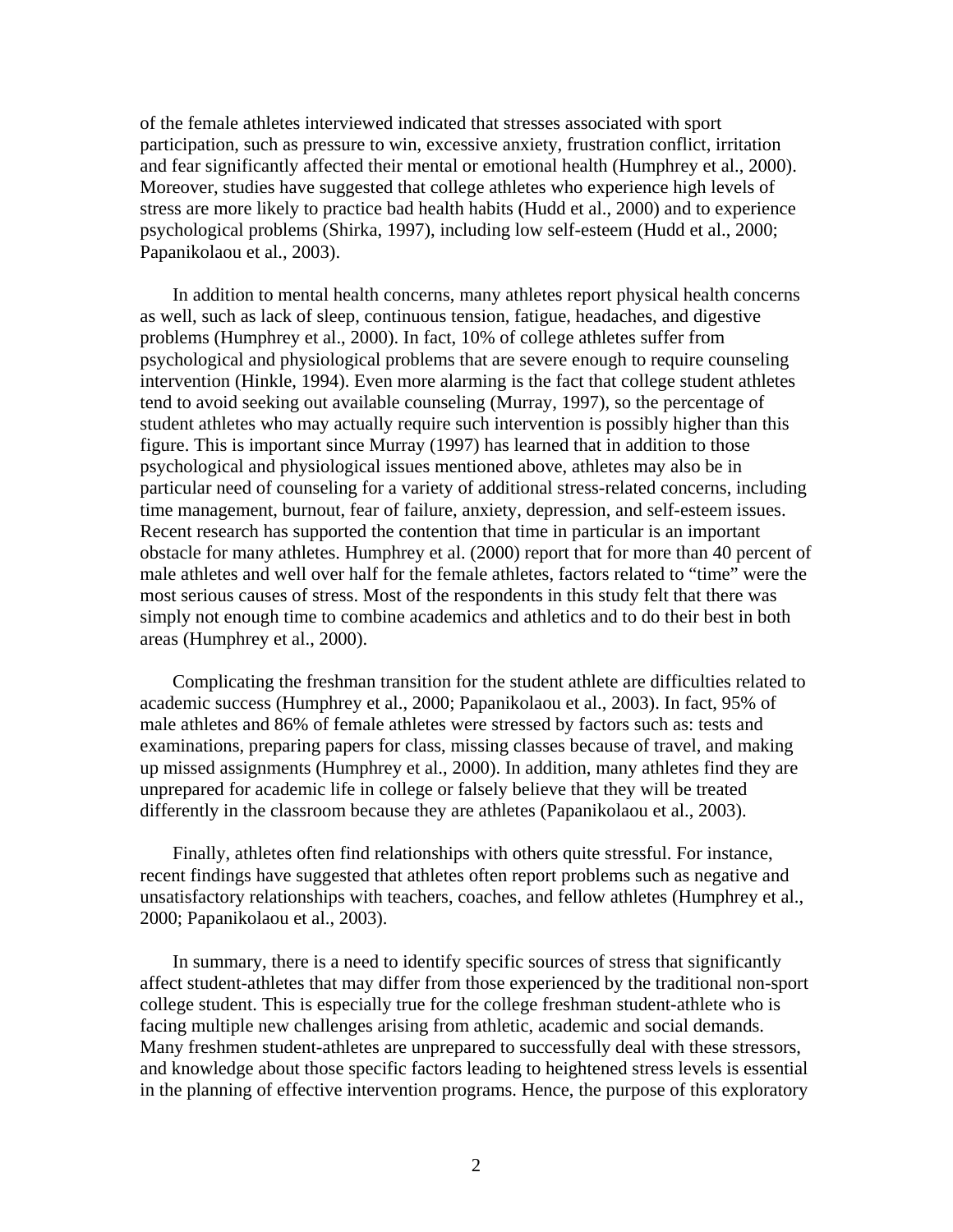of the female athletes interviewed indicated that stresses associated with sport participation, such as pressure to win, excessive anxiety, frustration conflict, irritation and fear significantly affected their mental or emotional health (Humphrey et al., 2000). Moreover, studies have suggested that college athletes who experience high levels of stress are more likely to practice bad health habits (Hudd et al., 2000) and to experience psychological problems (Shirka, 1997), including low self-esteem (Hudd et al., 2000; Papanikolaou et al., 2003).

In addition to mental health concerns, many athletes report physical health concerns as well, such as lack of sleep, continuous tension, fatigue, headaches, and digestive problems (Humphrey et al., 2000). In fact, 10% of college athletes suffer from psychological and physiological problems that are severe enough to require counseling intervention (Hinkle, 1994). Even more alarming is the fact that college student athletes tend to avoid seeking out available counseling (Murray, 1997), so the percentage of student athletes who may actually require such intervention is possibly higher than this figure. This is important since Murray (1997) has learned that in addition to those psychological and physiological issues mentioned above, athletes may also be in particular need of counseling for a variety of additional stress-related concerns, including time management, burnout, fear of failure, anxiety, depression, and self-esteem issues. Recent research has supported the contention that time in particular is an important obstacle for many athletes. Humphrey et al. (2000) report that for more than 40 percent of male athletes and well over half for the female athletes, factors related to "time" were the most serious causes of stress. Most of the respondents in this study felt that there was simply not enough time to combine academics and athletics and to do their best in both areas (Humphrey et al., 2000).

Complicating the freshman transition for the student athlete are difficulties related to academic success (Humphrey et al., 2000; Papanikolaou et al., 2003). In fact, 95% of male athletes and 86% of female athletes were stressed by factors such as: tests and examinations, preparing papers for class, missing classes because of travel, and making up missed assignments (Humphrey et al., 2000). In addition, many athletes find they are unprepared for academic life in college or falsely believe that they will be treated differently in the classroom because they are athletes (Papanikolaou et al., 2003).

Finally, athletes often find relationships with others quite stressful. For instance, recent findings have suggested that athletes often report problems such as negative and unsatisfactory relationships with teachers, coaches, and fellow athletes (Humphrey et al., 2000; Papanikolaou et al., 2003).

In summary, there is a need to identify specific sources of stress that significantly affect student-athletes that may differ from those experienced by the traditional non-sport college student. This is especially true for the college freshman student-athlete who is facing multiple new challenges arising from athletic, academic and social demands. Many freshmen student-athletes are unprepared to successfully deal with these stressors, and knowledge about those specific factors leading to heightened stress levels is essential in the planning of effective intervention programs. Hence, the purpose of this exploratory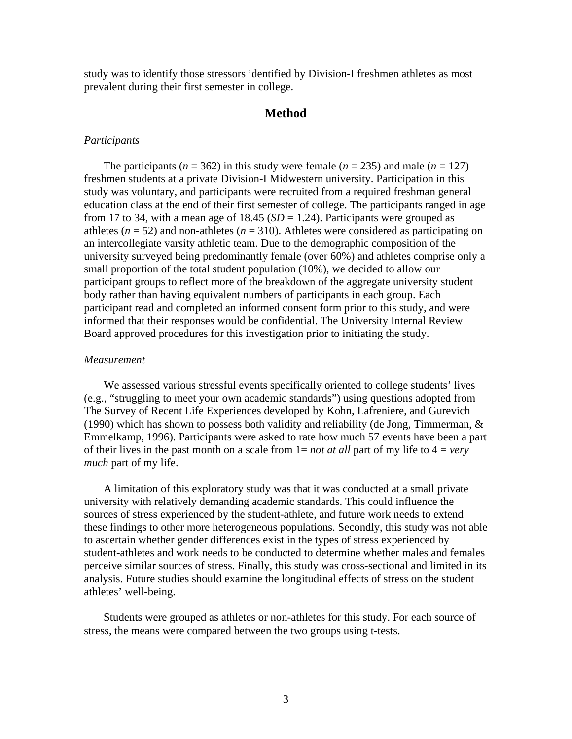study was to identify those stressors identified by Division-I freshmen athletes as most prevalent during their first semester in college.

## Method

### *Participants*

The participants ($n$ = 362) in this study were female ($n$ = 235) and male ($n$ = 127) freshmen students at a private Division-I Midwestern university. Participation in this study was voluntary, and participants were recruited from a required freshman general education class at the end of their first semester of college. The participants ranged in age from 17 to 34, with a mean age of 18.45 ($SD$ = 1.24). Participants were grouped as athletes ($n$ = 52) and non-athletes ($n$ = 310). Athletes were considered as participating on an intercollegiate varsity athletic team. Due to the demographic composition of the university surveyed being predominantly female (over 60%) and athletes comprise only a small proportion of the total student population (10%), we decided to allow our participant groups to reflect more of the breakdown of the aggregate university student body rather than having equivalent numbers of participants in each group. Each participant read and completed an informed consent form prior to this study, and were informed that their responses would be confidential. The University Internal Review Board approved procedures for this investigation prior to initiating the study.

### *Measurement*

We assessed various stressful events specifically oriented to college students' lives (e.g., "struggling to meet your own academic standards") using questions adopted from The Survey of Recent Life Experiences developed by Kohn, Lafreniere, and Gurevich (1990) which has shown to possess both validity and reliability (de Jong, Timmerman, & Emmelkamp, 1996). Participants were asked to rate how much 57 events have been a part of their lives in the past month on a scale from 1= *not at all* part of my life to 4 = *very much* part of my life.

A limitation of this exploratory study was that it was conducted at a small private university with relatively demanding academic standards. This could influence the sources of stress experienced by the student-athlete, and future work needs to extend these findings to other more heterogeneous populations. Secondly, this study was not able to ascertain whether gender differences exist in the types of stress experienced by student-athletes and work needs to be conducted to determine whether males and females perceive similar sources of stress. Finally, this study was cross-sectional and limited in its analysis. Future studies should examine the longitudinal effects of stress on the student athletes' well-being.

Students were grouped as athletes or non-athletes for this study. For each source of stress, the means were compared between the two groups using t-tests.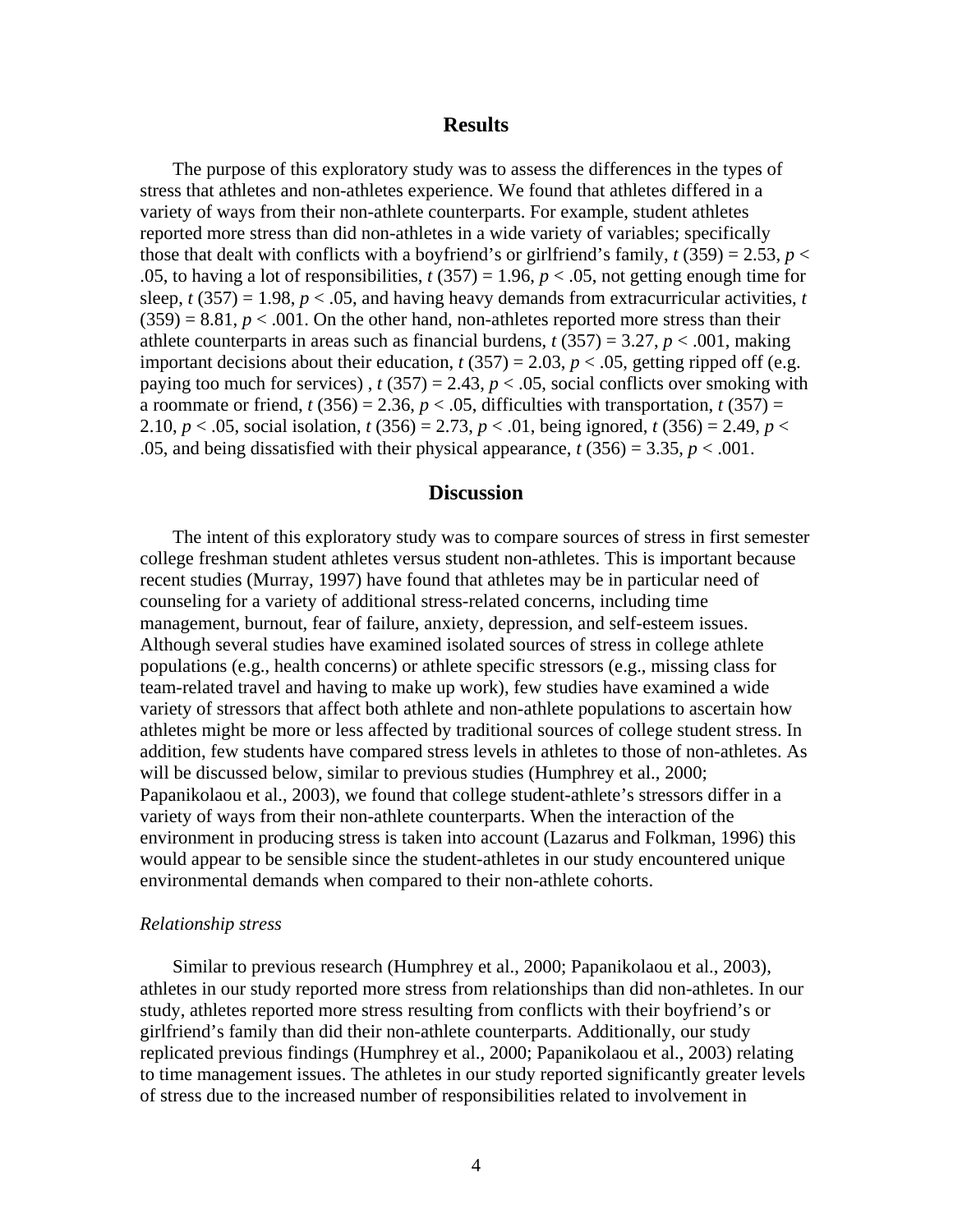## Results

The purpose of this exploratory study was to assess the differences in the types of stress that athletes and non-athletes experience. We found that athletes differed in a variety of ways from their non-athlete counterparts. For example, student athletes reported more stress than did non-athletes in a wide variety of variables; specifically those that dealt with conflicts with a boyfriend's or girlfriend's family, $t\,(359) = 2.53$, $p < .05$, to having a lot of responsibilities, $t\,(357) = 1.96$, $p < .05$, not getting enough time for sleep, $t\,(357) = 1.98$, $p < .05$, and having heavy demands from extracurricular activities, $t\,(359) = 8.81$, $p < .001$. On the other hand, non-athletes reported more stress than their athlete counterparts in areas such as financial burdens, $t\,(357) = 3.27$, $p < .001$, making important decisions about their education, $t\,(357) = 2.03$, $p < .05$, getting ripped off (e.g. paying too much for services) , $t\,(357) = 2.43$, $p < .05$, social conflicts over smoking with a roommate or friend, $t\,(356) = 2.36$, $p < .05$, difficulties with transportation, $t\,(357) = 2.10$, $p < .05$, social isolation, $t\,(356) = 2.73$, $p < .01$, being ignored, $t\,(356) = 2.49$, $p < .05$, and being dissatisfied with their physical appearance, $t\,(356) = 3.35$, $p < .001$.

## Discussion

The intent of this exploratory study was to compare sources of stress in first semester college freshman student athletes versus student non-athletes. This is important because recent studies (Murray, 1997) have found that athletes may be in particular need of counseling for a variety of additional stress-related concerns, including time management, burnout, fear of failure, anxiety, depression, and self-esteem issues. Although several studies have examined isolated sources of stress in college athlete populations (e.g., health concerns) or athlete specific stressors (e.g., missing class for team-related travel and having to make up work), few studies have examined a wide variety of stressors that affect both athlete and non-athlete populations to ascertain how athletes might be more or less affected by traditional sources of college student stress. In addition, few students have compared stress levels in athletes to those of non-athletes. As will be discussed below, similar to previous studies (Humphrey et al., 2000; Papanikolaou et al., 2003), we found that college student-athlete's stressors differ in a variety of ways from their non-athlete counterparts. When the interaction of the environment in producing stress is taken into account (Lazarus and Folkman, 1996) this would appear to be sensible since the student-athletes in our study encountered unique environmental demands when compared to their non-athlete cohorts.

### *Relationship stress*

Similar to previous research (Humphrey et al., 2000; Papanikolaou et al., 2003), athletes in our study reported more stress from relationships than did non-athletes. In our study, athletes reported more stress resulting from conflicts with their boyfriend's or girlfriend's family than did their non-athlete counterparts. Additionally, our study replicated previous findings (Humphrey et al., 2000; Papanikolaou et al., 2003) relating to time management issues. The athletes in our study reported significantly greater levels of stress due to the increased number of responsibilities related to involvement in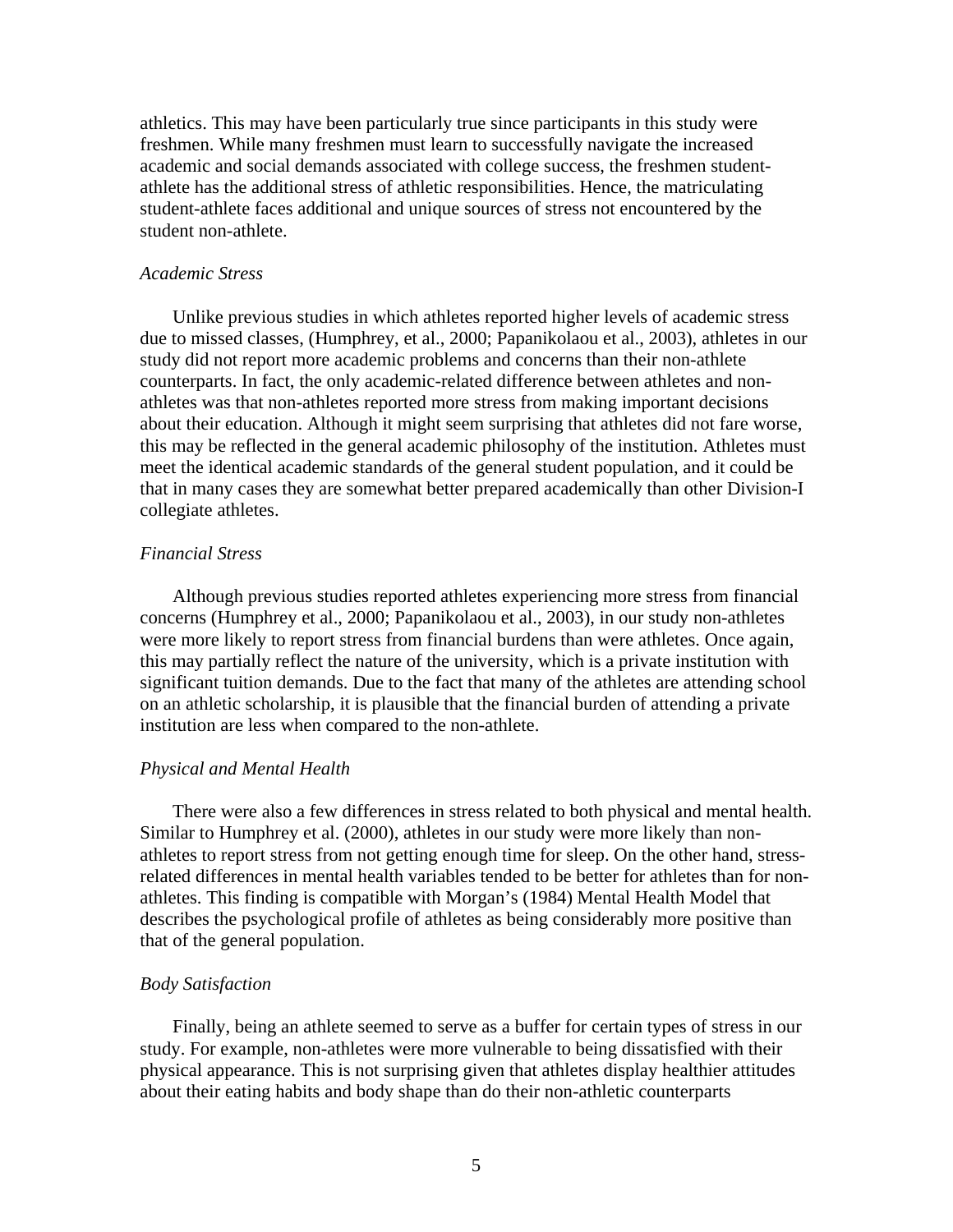athletics. This may have been particularly true since participants in this study were freshmen. While many freshmen must learn to successfully navigate the increased academic and social demands associated with college success, the freshmen student-athlete has the additional stress of athletic responsibilities. Hence, the matriculating student-athlete faces additional and unique sources of stress not encountered by the student non-athlete.

### *Academic Stress*

Unlike previous studies in which athletes reported higher levels of academic stress due to missed classes, (Humphrey, et al., 2000; Papanikolaou et al., 2003), athletes in our study did not report more academic problems and concerns than their non-athlete counterparts. In fact, the only academic-related difference between athletes and non-athletes was that non-athletes reported more stress from making important decisions about their education. Although it might seem surprising that athletes did not fare worse, this may be reflected in the general academic philosophy of the institution. Athletes must meet the identical academic standards of the general student population, and it could be that in many cases they are somewhat better prepared academically than other Division-I collegiate athletes.

### *Financial Stress*

Although previous studies reported athletes experiencing more stress from financial concerns (Humphrey et al., 2000; Papanikolaou et al., 2003), in our study non-athletes were more likely to report stress from financial burdens than were athletes. Once again, this may partially reflect the nature of the university, which is a private institution with significant tuition demands. Due to the fact that many of the athletes are attending school on an athletic scholarship, it is plausible that the financial burden of attending a private institution are less when compared to the non-athlete.

### *Physical and Mental Health*

There were also a few differences in stress related to both physical and mental health. Similar to Humphrey et al. (2000), athletes in our study were more likely than non-athletes to report stress from not getting enough time for sleep. On the other hand, stress-related differences in mental health variables tended to be better for athletes than for non-athletes. This finding is compatible with Morgan's (1984) Mental Health Model that describes the psychological profile of athletes as being considerably more positive than that of the general population.

### *Body Satisfaction*

Finally, being an athlete seemed to serve as a buffer for certain types of stress in our study. For example, non-athletes were more vulnerable to being dissatisfied with their physical appearance. This is not surprising given that athletes display healthier attitudes about their eating habits and body shape than do their non-athletic counterparts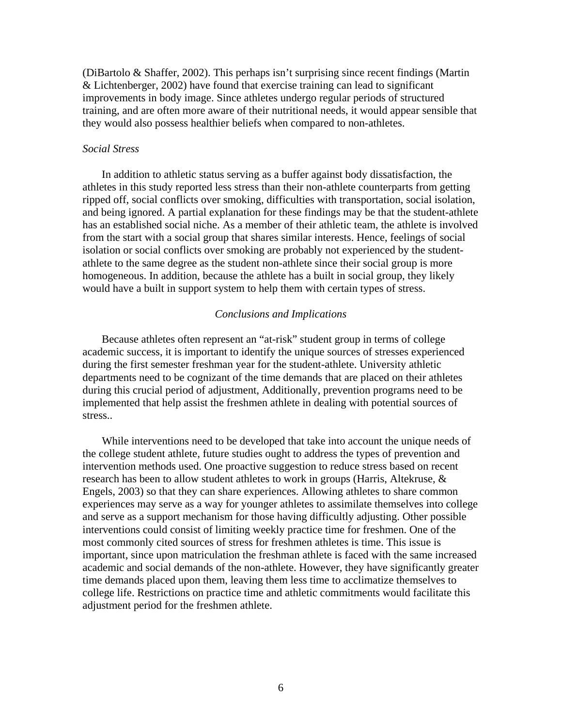(DiBartolo & Shaffer, 2002). This perhaps isn't surprising since recent findings (Martin & Lichtenberger, 2002) have found that exercise training can lead to significant improvements in body image. Since athletes undergo regular periods of structured training, and are often more aware of their nutritional needs, it would appear sensible that they would also possess healthier beliefs when compared to non-athletes.

*Social Stress*

In addition to athletic status serving as a buffer against body dissatisfaction, the athletes in this study reported less stress than their non-athlete counterparts from getting ripped off, social conflicts over smoking, difficulties with transportation, social isolation, and being ignored. A partial explanation for these findings may be that the student-athlete has an established social niche. As a member of their athletic team, the athlete is involved from the start with a social group that shares similar interests. Hence, feelings of social isolation or social conflicts over smoking are probably not experienced by the student-athlete to the same degree as the student non-athlete since their social group is more homogeneous. In addition, because the athlete has a built in social group, they likely would have a built in support system to help them with certain types of stress.

## *Conclusions and Implications*

Because athletes often represent an "at-risk" student group in terms of college academic success, it is important to identify the unique sources of stresses experienced during the first semester freshman year for the student-athlete. University athletic departments need to be cognizant of the time demands that are placed on their athletes during this crucial period of adjustment, Additionally, prevention programs need to be implemented that help assist the freshmen athlete in dealing with potential sources of stress..

While interventions need to be developed that take into account the unique needs of the college student athlete, future studies ought to address the types of prevention and intervention methods used. One proactive suggestion to reduce stress based on recent research has been to allow student athletes to work in groups (Harris, Altekruse, & Engels, 2003) so that they can share experiences. Allowing athletes to share common experiences may serve as a way for younger athletes to assimilate themselves into college and serve as a support mechanism for those having difficultly adjusting. Other possible interventions could consist of limiting weekly practice time for freshmen. One of the most commonly cited sources of stress for freshmen athletes is time. This issue is important, since upon matriculation the freshman athlete is faced with the same increased academic and social demands of the non-athlete. However, they have significantly greater time demands placed upon them, leaving them less time to acclimatize themselves to college life. Restrictions on practice time and athletic commitments would facilitate this adjustment period for the freshmen athlete.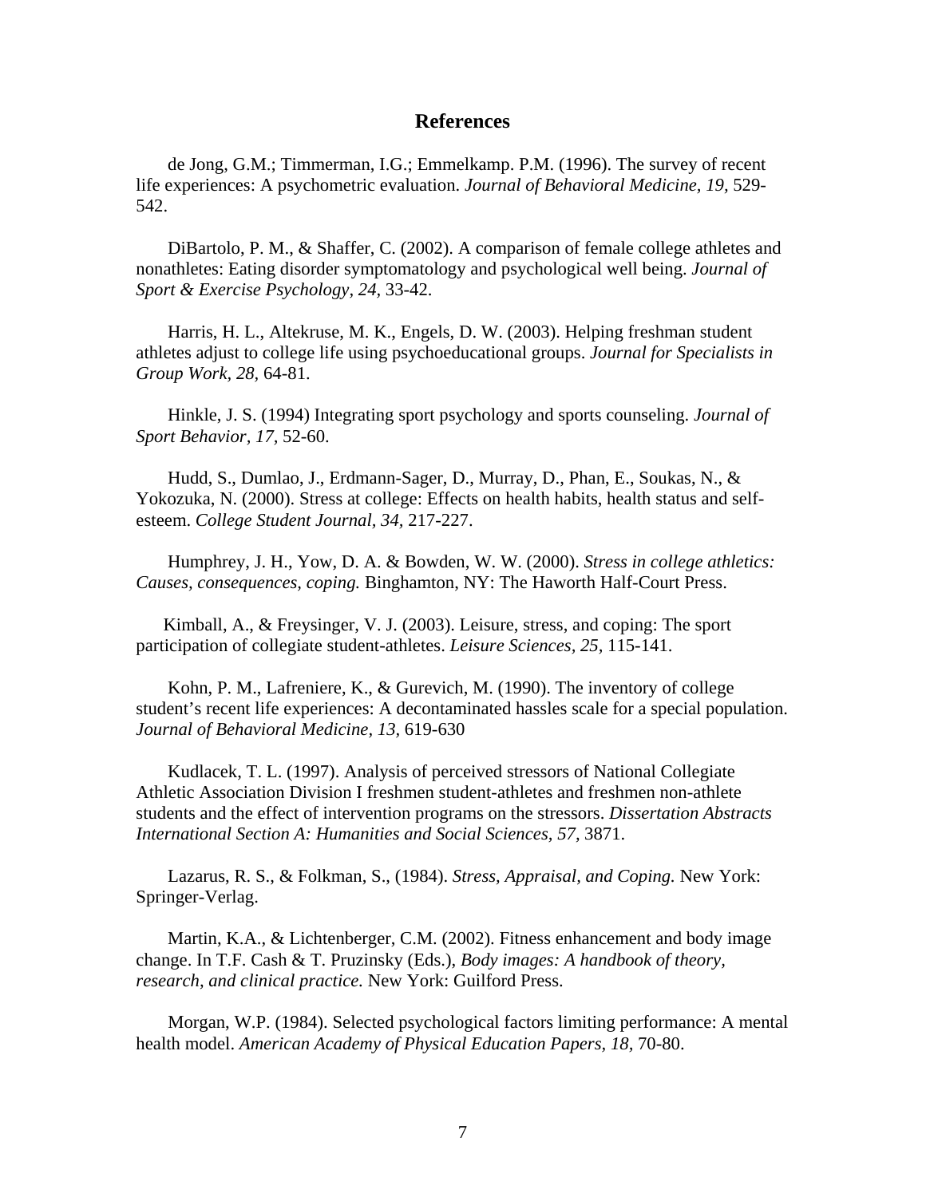# References

de Jong, G.M.; Timmerman, I.G.; Emmelkamp. P.M. (1996). The survey of recent life experiences: A psychometric evaluation. *Journal of Behavioral Medicine, 19,* 529-542.

DiBartolo, P. M., & Shaffer, C. (2002). A comparison of female college athletes and nonathletes: Eating disorder symptomatology and psychological well being. *Journal of Sport & Exercise Psychology, 24,* 33-42.

Harris, H. L., Altekruse, M. K., Engels, D. W. (2003). Helping freshman student athletes adjust to college life using psychoeducational groups. *Journal for Specialists in Group Work, 28,* 64-81.

Hinkle, J. S. (1994) Integrating sport psychology and sports counseling. *Journal of Sport Behavior, 17,* 52-60.

Hudd, S., Dumlao, J., Erdmann-Sager, D., Murray, D., Phan, E., Soukas, N., & Yokozuka, N. (2000). Stress at college: Effects on health habits, health status and self-esteem. *College Student Journal, 34,* 217-227.

Humphrey, J. H., Yow, D. A. & Bowden, W. W. (2000). *Stress in college athletics: Causes, consequences, coping.* Binghamton, NY: The Haworth Half-Court Press.

Kimball, A., & Freysinger, V. J. (2003). Leisure, stress, and coping: The sport participation of collegiate student-athletes. *Leisure Sciences, 25,* 115-141.

Kohn, P. M., Lafreniere, K., & Gurevich, M. (1990). The inventory of college student's recent life experiences: A decontaminated hassles scale for a special population. *Journal of Behavioral Medicine, 13,* 619-630

Kudlacek, T. L. (1997). Analysis of perceived stressors of National Collegiate Athletic Association Division I freshmen student-athletes and freshmen non-athlete students and the effect of intervention programs on the stressors. *Dissertation Abstracts International Section A: Humanities and Social Sciences, 57,* 3871.

Lazarus, R. S., & Folkman, S., (1984). *Stress, Appraisal, and Coping.* New York: Springer-Verlag.

Martin, K.A., & Lichtenberger, C.M. (2002). Fitness enhancement and body image change. In T.F. Cash & T. Pruzinsky (Eds.), *Body images: A handbook of theory, research, and clinical practice.* New York: Guilford Press.

Morgan, W.P. (1984). Selected psychological factors limiting performance: A mental health model. *American Academy of Physical Education Papers, 18,* 70-80.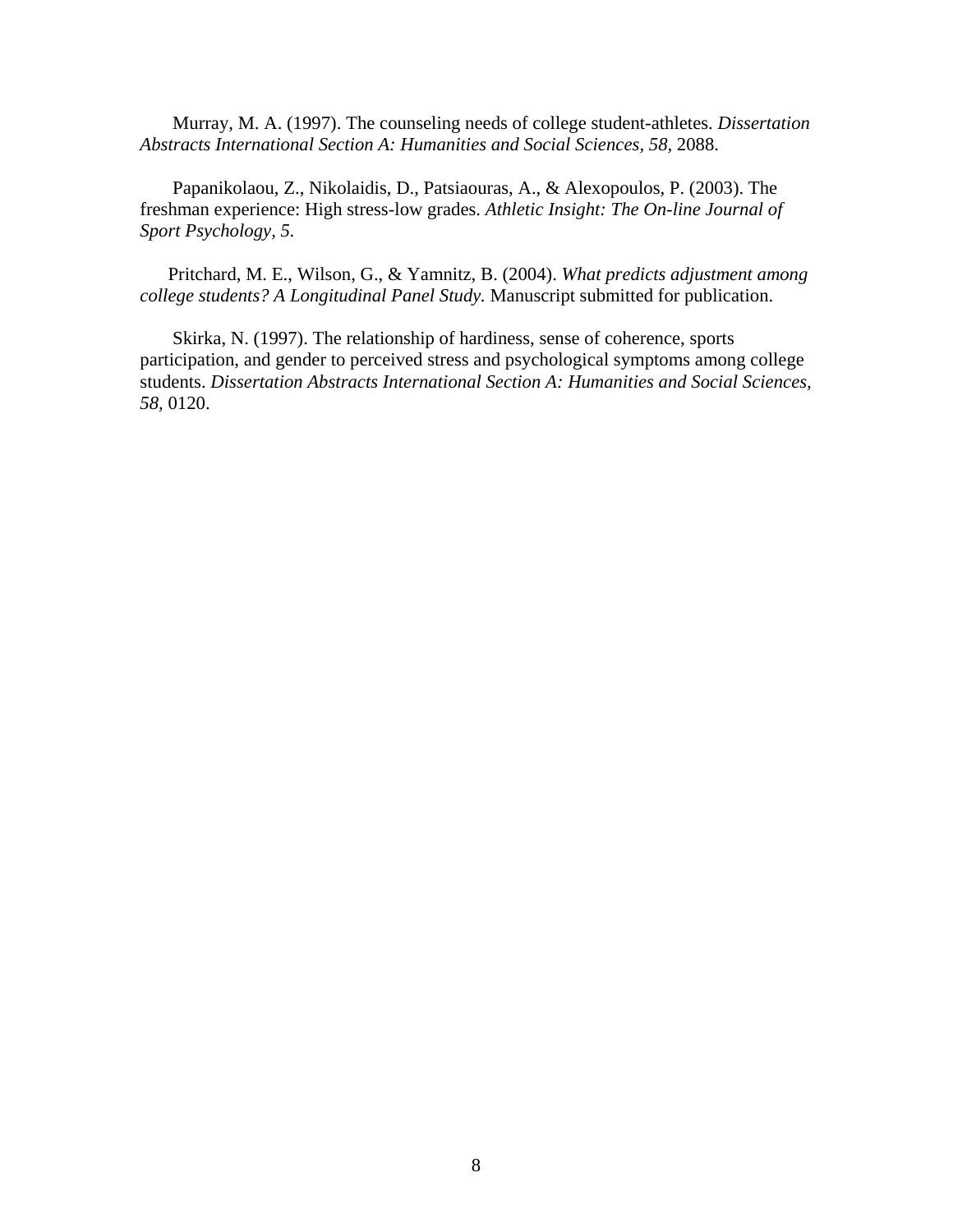Murray, M. A. (1997). The counseling needs of college student-athletes. *Dissertation Abstracts International Section A: Humanities and Social Sciences, 58,* 2088.

Papanikolaou, Z., Nikolaidis, D., Patsiaouras, A., & Alexopoulos, P. (2003). The freshman experience: High stress-low grades. *Athletic Insight: The On-line Journal of Sport Psychology, 5.*

Pritchard, M. E., Wilson, G., & Yamnitz, B. (2004). *What predicts adjustment among college students? A Longitudinal Panel Study.* Manuscript submitted for publication.

Skirka, N. (1997). The relationship of hardiness, sense of coherence, sports participation, and gender to perceived stress and psychological symptoms among college students. *Dissertation Abstracts International Section A: Humanities and Social Sciences, 58,* 0120.